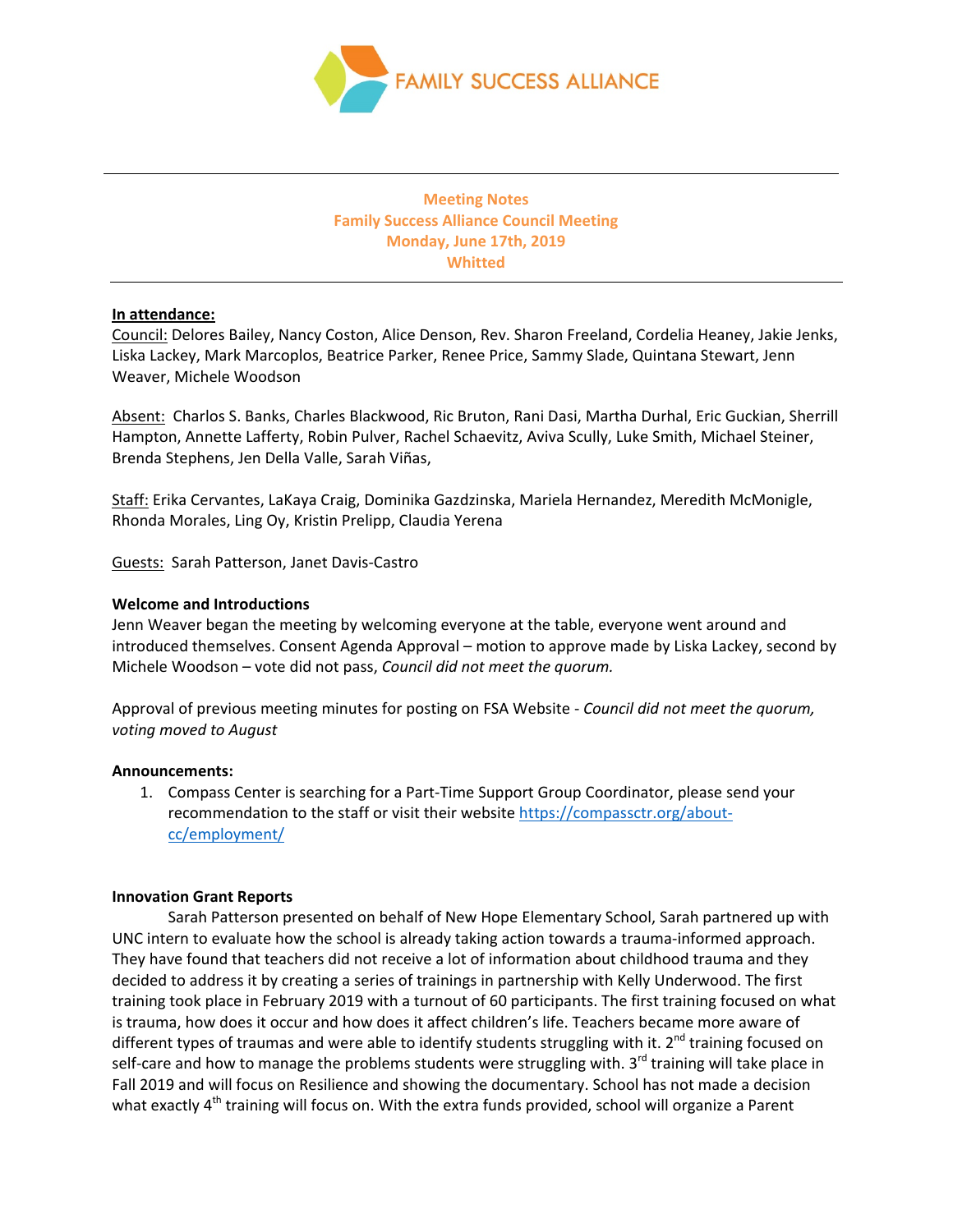FAMILY SUCCESS ALLIANCE

---

**Meeting Notes**
**Family Success Alliance Council Meeting**
**Monday, June 17th, 2019**
**Whitted**

---

**In attendance:**

Council: Delores Bailey, Nancy Coston, Alice Denson, Rev. Sharon Freeland, Cordelia Heaney, Jakie Jenks, Liska Lackey, Mark Marcoplos, Beatrice Parker, Renee Price, Sammy Slade, Quintana Stewart, Jenn Weaver, Michele Woodson

Absent: Charlos S. Banks, Charles Blackwood, Ric Bruton, Rani Dasi, Martha Durhal, Eric Guckian, Sherrill Hampton, Annette Lafferty, Robin Pulver, Rachel Schaevitz, Aviva Scully, Luke Smith, Michael Steiner, Brenda Stephens, Jen Della Valle, Sarah Viñas,

Staff: Erika Cervantes, LaKaya Craig, Dominika Gazdzinska, Mariela Hernandez, Meredith McMonigle, Rhonda Morales, Ling Oy, Kristin Prelipp, Claudia Yerena

Guests: Sarah Patterson, Janet Davis-Castro

**Welcome and Introductions**

Jenn Weaver began the meeting by welcoming everyone at the table, everyone went around and introduced themselves. Consent Agenda Approval – motion to approve made by Liska Lackey, second by Michele Woodson – vote did not pass, *Council did not meet the quorum.*

Approval of previous meeting minutes for posting on FSA Website - *Council did not meet the quorum, voting moved to August*

**Announcements:**

1. Compass Center is searching for a Part-Time Support Group Coordinator, please send your recommendation to the staff or visit their website https://compassctr.org/about-cc/employment/

**Innovation Grant Reports**

Sarah Patterson presented on behalf of New Hope Elementary School, Sarah partnered up with UNC intern to evaluate how the school is already taking action towards a trauma-informed approach. They have found that teachers did not receive a lot of information about childhood trauma and they decided to address it by creating a series of trainings in partnership with Kelly Underwood. The first training took place in February 2019 with a turnout of 60 participants. The first training focused on what is trauma, how does it occur and how does it affect children's life. Teachers became more aware of different types of traumas and were able to identify students struggling with it. 2nd training focused on self-care and how to manage the problems students were struggling with. 3rd training will take place in Fall 2019 and will focus on Resilience and showing the documentary. School has not made a decision what exactly 4th training will focus on. With the extra funds provided, school will organize a Parent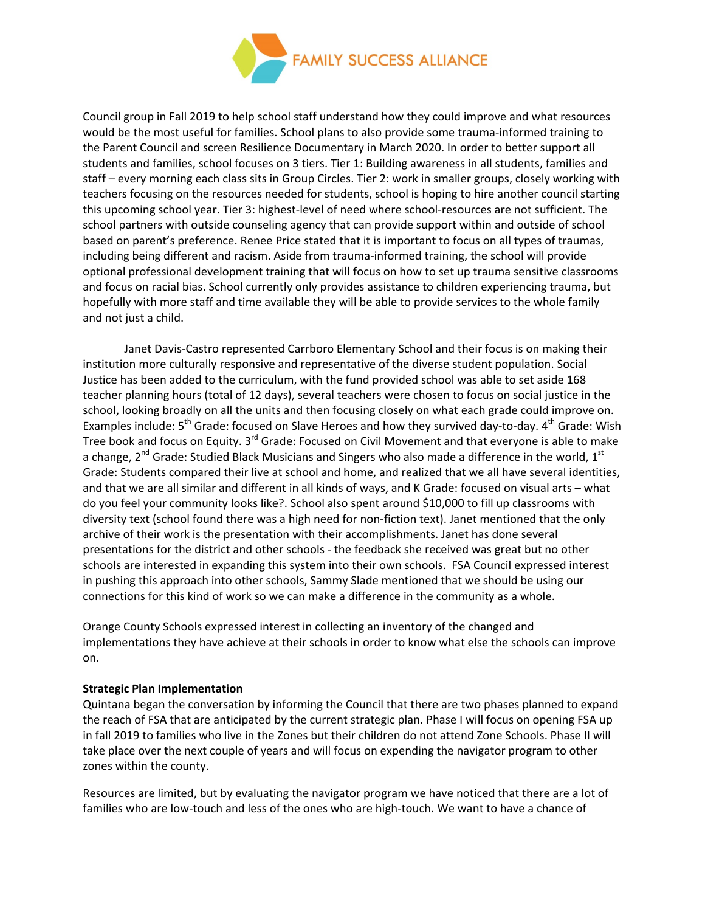Council group in Fall 2019 to help school staff understand how they could improve and what resources would be the most useful for families. School plans to also provide some trauma-informed training to the Parent Council and screen Resilience Documentary in March 2020. In order to better support all students and families, school focuses on 3 tiers. Tier 1: Building awareness in all students, families and staff – every morning each class sits in Group Circles. Tier 2: work in smaller groups, closely working with teachers focusing on the resources needed for students, school is hoping to hire another council starting this upcoming school year. Tier 3: highest-level of need where school-resources are not sufficient. The school partners with outside counseling agency that can provide support within and outside of school based on parent's preference. Renee Price stated that it is important to focus on all types of traumas, including being different and racism. Aside from trauma-informed training, the school will provide optional professional development training that will focus on how to set up trauma sensitive classrooms and focus on racial bias. School currently only provides assistance to children experiencing trauma, but hopefully with more staff and time available they will be able to provide services to the whole family and not just a child.

Janet Davis-Castro represented Carrboro Elementary School and their focus is on making their institution more culturally responsive and representative of the diverse student population. Social Justice has been added to the curriculum, with the fund provided school was able to set aside 168 teacher planning hours (total of 12 days), several teachers were chosen to focus on social justice in the school, looking broadly on all the units and then focusing closely on what each grade could improve on. Examples include: 5th Grade: focused on Slave Heroes and how they survived day-to-day. 4th Grade: Wish Tree book and focus on Equity. 3rd Grade: Focused on Civil Movement and that everyone is able to make a change, 2nd Grade: Studied Black Musicians and Singers who also made a difference in the world, 1st Grade: Students compared their live at school and home, and realized that we all have several identities, and that we are all similar and different in all kinds of ways, and K Grade: focused on visual arts – what do you feel your community looks like?. School also spent around $10,000 to fill up classrooms with diversity text (school found there was a high need for non-fiction text). Janet mentioned that the only archive of their work is the presentation with their accomplishments. Janet has done several presentations for the district and other schools - the feedback she received was great but no other schools are interested in expanding this system into their own schools. FSA Council expressed interest in pushing this approach into other schools, Sammy Slade mentioned that we should be using our connections for this kind of work so we can make a difference in the community as a whole.

Orange County Schools expressed interest in collecting an inventory of the changed and implementations they have achieve at their schools in order to know what else the schools can improve on.

**Strategic Plan Implementation**

Quintana began the conversation by informing the Council that there are two phases planned to expand the reach of FSA that are anticipated by the current strategic plan. Phase I will focus on opening FSA up in fall 2019 to families who live in the Zones but their children do not attend Zone Schools. Phase II will take place over the next couple of years and will focus on expending the navigator program to other zones within the county.

Resources are limited, but by evaluating the navigator program we have noticed that there are a lot of families who are low-touch and less of the ones who are high-touch. We want to have a chance of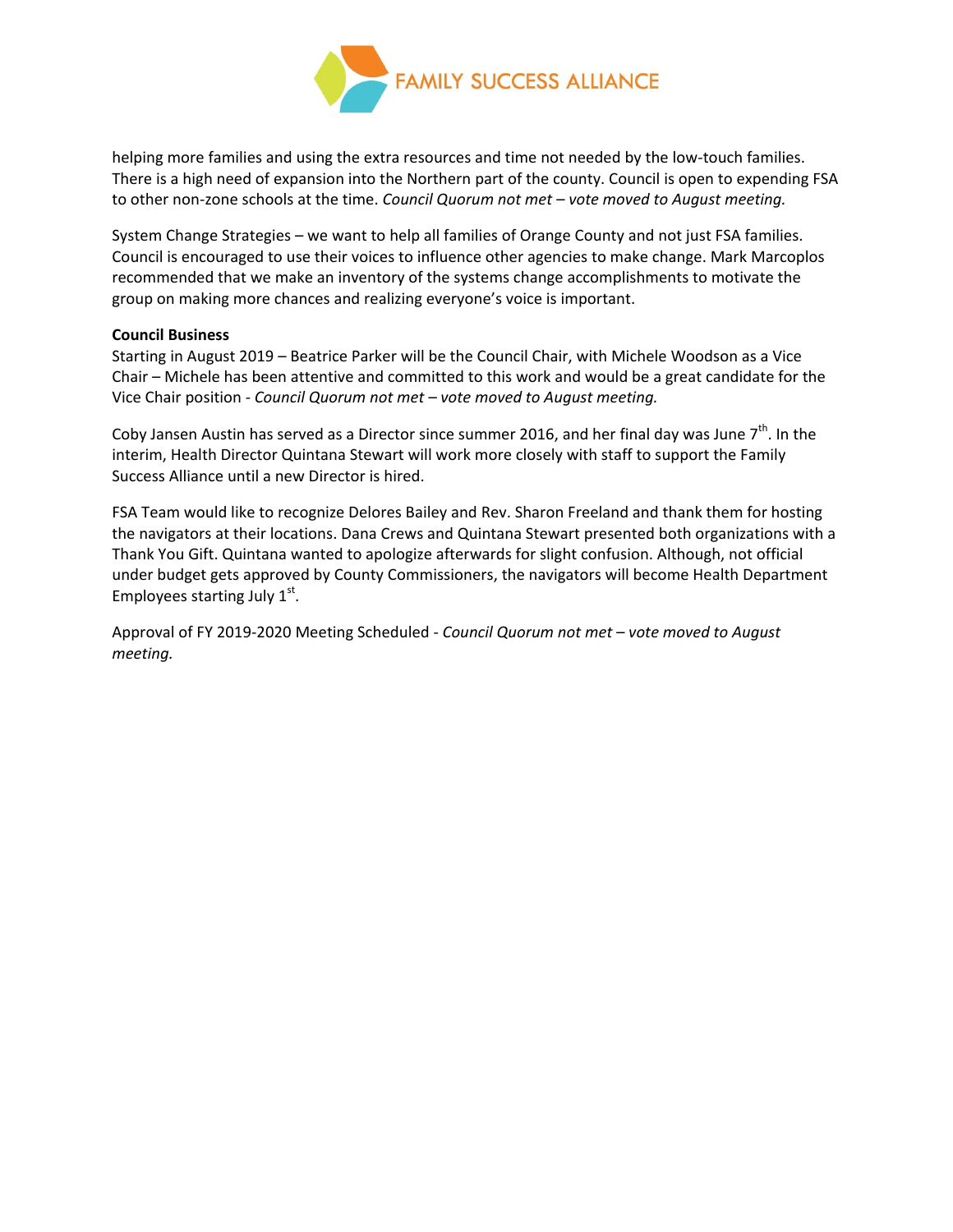helping more families and using the extra resources and time not needed by the low-touch families. There is a high need of expansion into the Northern part of the county. Council is open to expending FSA to other non-zone schools at the time. *Council Quorum not met – vote moved to August meeting.*

System Change Strategies – we want to help all families of Orange County and not just FSA families. Council is encouraged to use their voices to influence other agencies to make change. Mark Marcoplos recommended that we make an inventory of the systems change accomplishments to motivate the group on making more chances and realizing everyone's voice is important.

**Council Business**

Starting in August 2019 – Beatrice Parker will be the Council Chair, with Michele Woodson as a Vice Chair – Michele has been attentive and committed to this work and would be a great candidate for the Vice Chair position - *Council Quorum not met – vote moved to August meeting.*

Coby Jansen Austin has served as a Director since summer 2016, and her final day was June 7th. In the interim, Health Director Quintana Stewart will work more closely with staff to support the Family Success Alliance until a new Director is hired.

FSA Team would like to recognize Delores Bailey and Rev. Sharon Freeland and thank them for hosting the navigators at their locations. Dana Crews and Quintana Stewart presented both organizations with a Thank You Gift. Quintana wanted to apologize afterwards for slight confusion. Although, not official under budget gets approved by County Commissioners, the navigators will become Health Department Employees starting July 1st.

Approval of FY 2019-2020 Meeting Scheduled - *Council Quorum not met – vote moved to August meeting.*